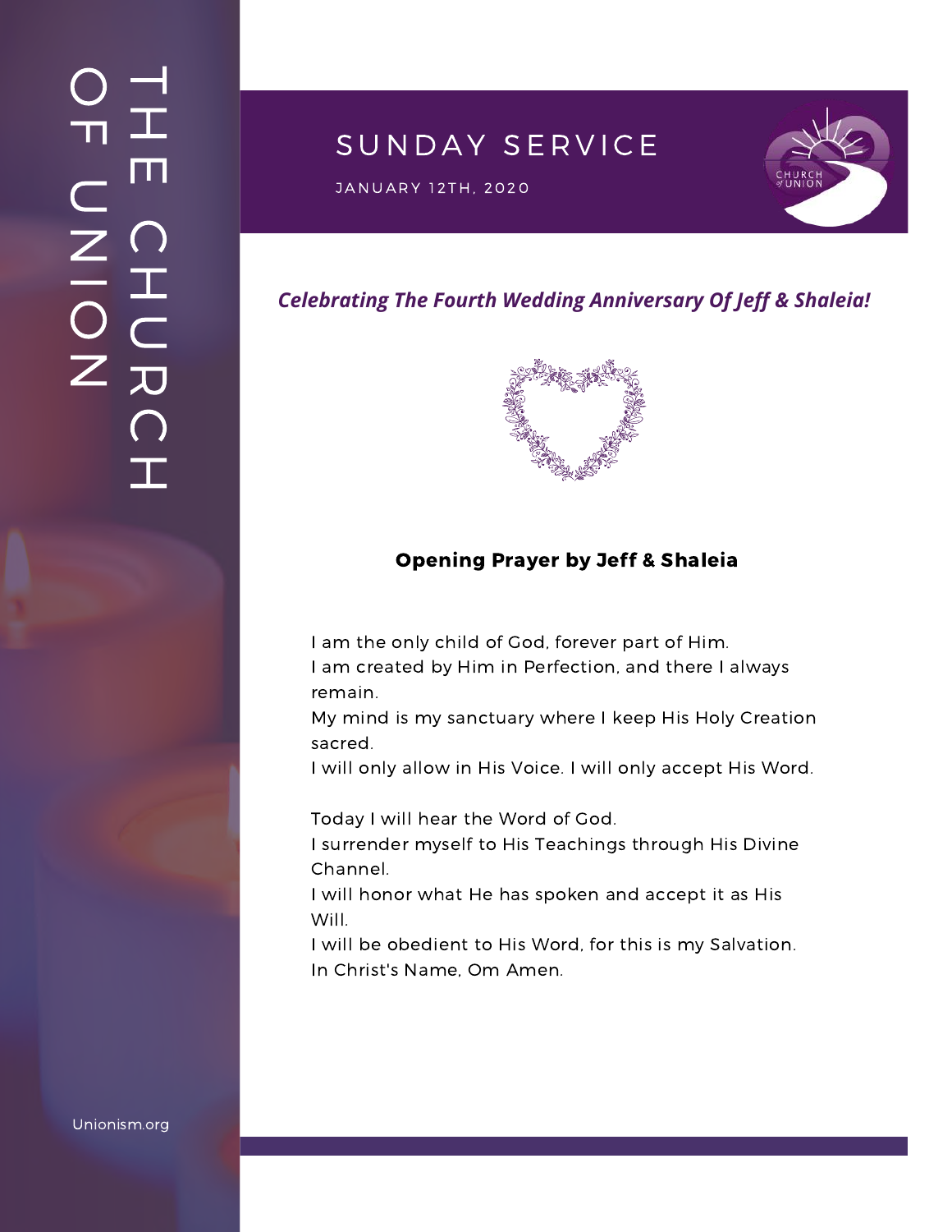THE CHURCH OF UNION

# SUNDAY SERVICE

JANUARY 12TH, 2020

CHURCH of UNION

***Celebrating The Fourth Wedding Anniversary Of Jeff & Shaleia!***

**Opening Prayer by Jeff & Shaleia**

I am the only child of God, forever part of Him.
I am created by Him in Perfection, and there I always remain.
My mind is my sanctuary where I keep His Holy Creation sacred.
I will only allow in His Voice. I will only accept His Word.

Today I will hear the Word of God.
I surrender myself to His Teachings through His Divine Channel.
I will honor what He has spoken and accept it as His Will.
I will be obedient to His Word, for this is my Salvation.
In Christ's Name, Om Amen.

Unionism.org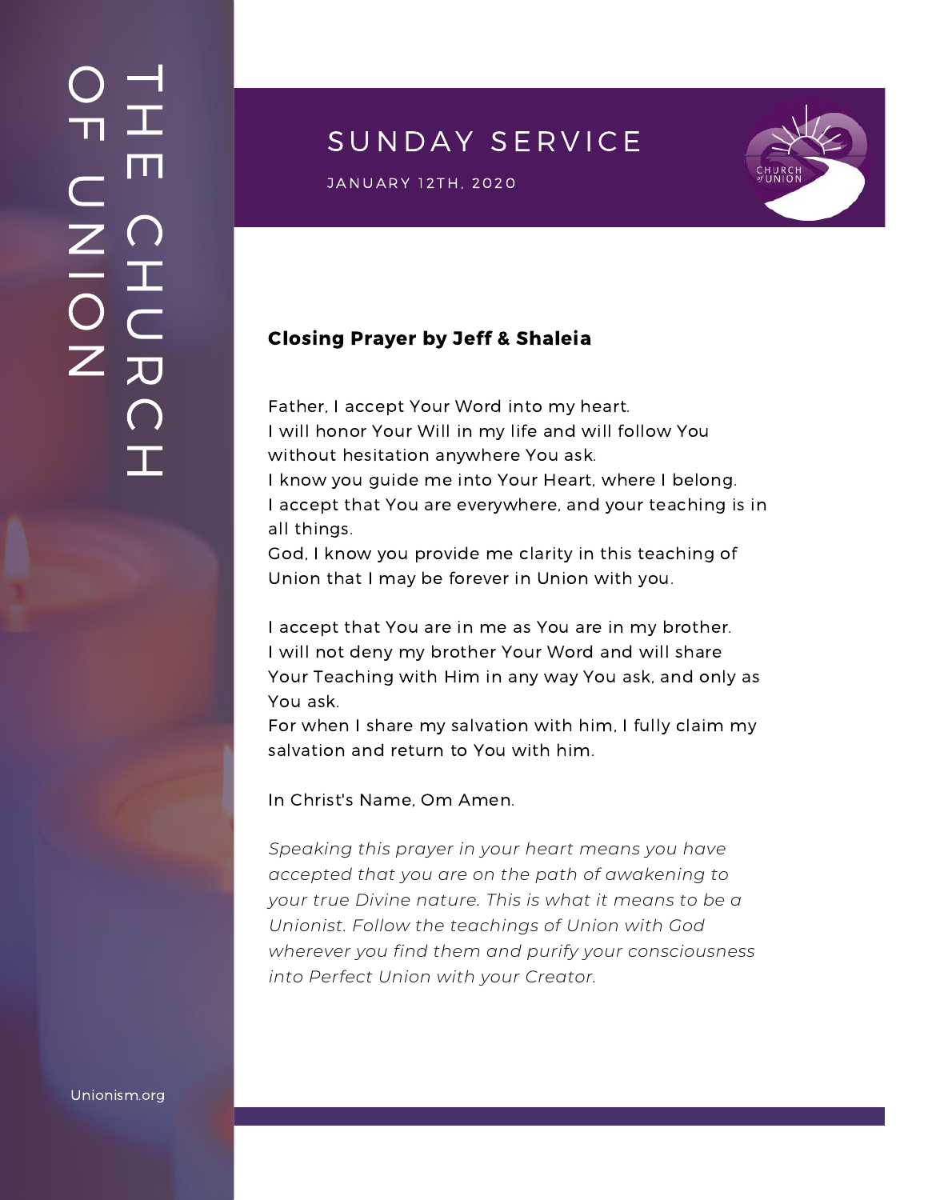## SUNDAY SERVICE

JANUARY 12TH, 2020

**Closing Prayer by Jeff & Shaleia**

Father, I accept Your Word into my heart.
I will honor Your Will in my life and will follow You without hesitation anywhere You ask.
I know you guide me into Your Heart, where I belong.
I accept that You are everywhere, and your teaching is in all things.
God, I know you provide me clarity in this teaching of Union that I may be forever in Union with you.

I accept that You are in me as You are in my brother.
I will not deny my brother Your Word and will share Your Teaching with Him in any way You ask, and only as You ask.
For when I share my salvation with him, I fully claim my salvation and return to You with him.

In Christ's Name, Om Amen.

*Speaking this prayer in your heart means you have accepted that you are on the path of awakening to your true Divine nature. This is what it means to be a Unionist. Follow the teachings of Union with God wherever you find them and purify your consciousness into Perfect Union with your Creator.*